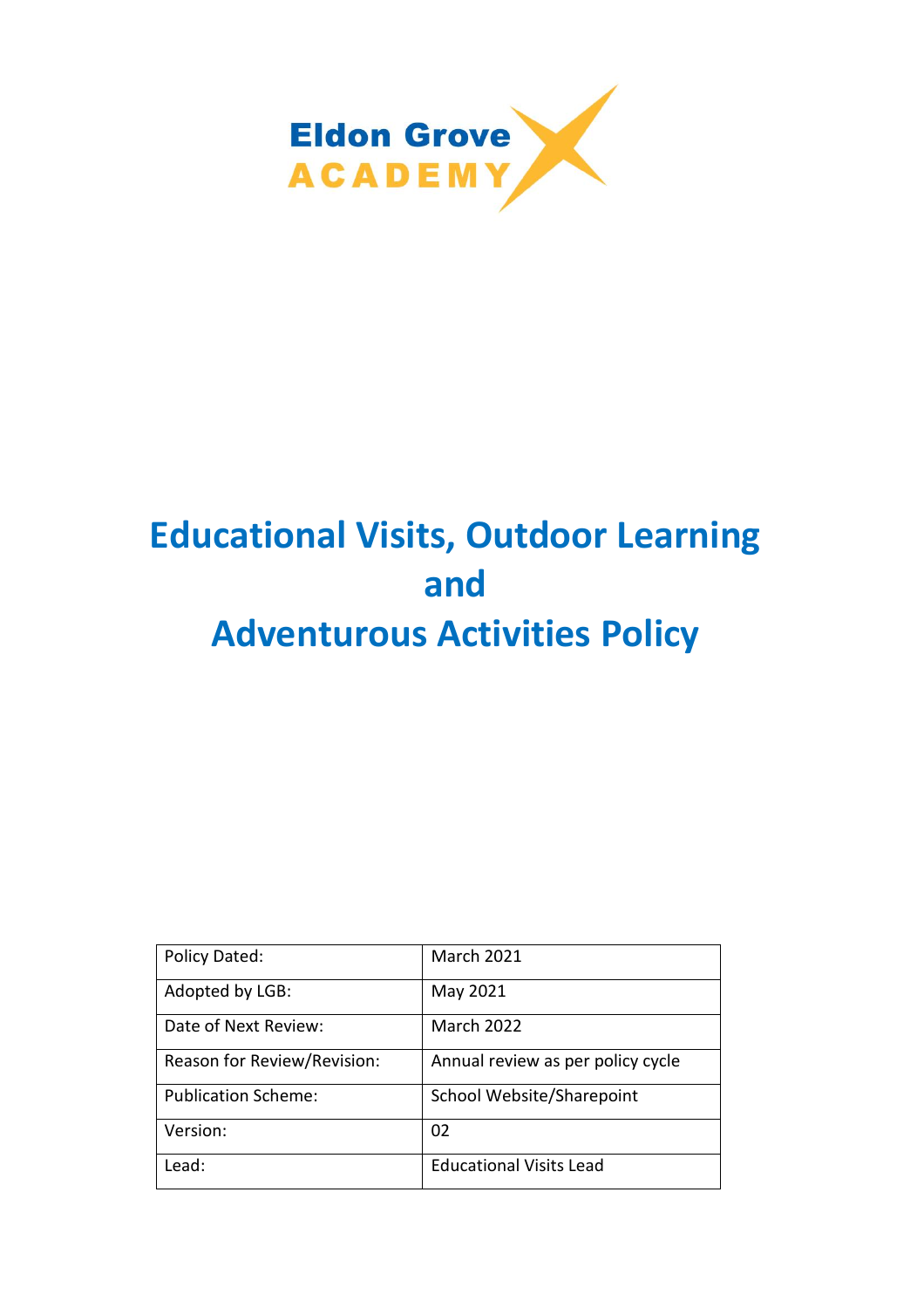Eldon Grove
ACADEMY

# Educational Visits, Outdoor Learning and Adventurous Activities Policy

| Policy Dated: | March 2021 |
|---|---|
| Adopted by LGB: | May 2021 |
| Date of Next Review: | March 2022 |
| Reason for Review/Revision: | Annual review as per policy cycle |
| Publication Scheme: | School Website/Sharepoint |
| Version: | 02 |
| Lead: | Educational Visits Lead |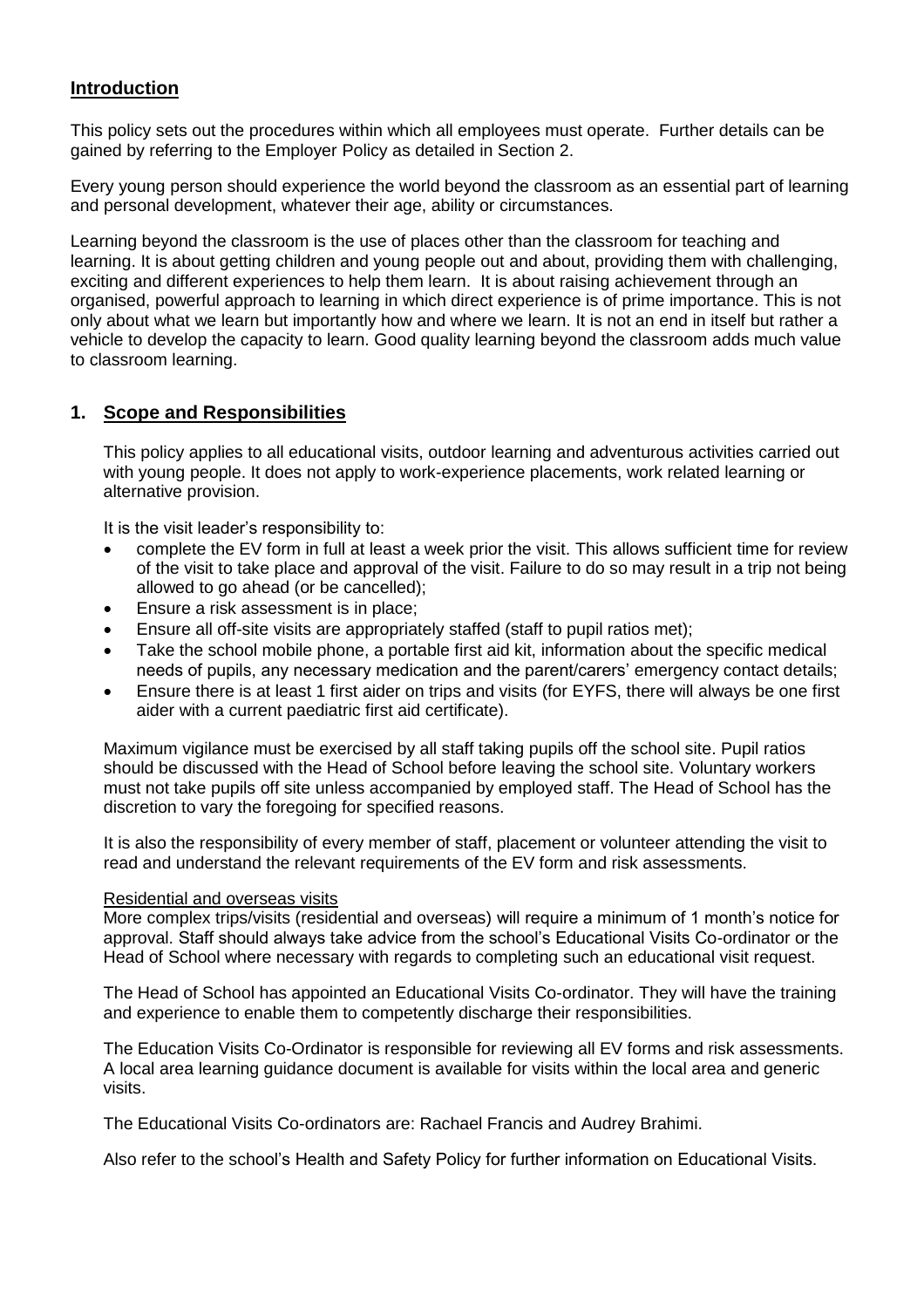## **Introduction**

This policy sets out the procedures within which all employees must operate. Further details can be gained by referring to the Employer Policy as detailed in Section 2.

Every young person should experience the world beyond the classroom as an essential part of learning and personal development, whatever their age, ability or circumstances.

Learning beyond the classroom is the use of places other than the classroom for teaching and learning. It is about getting children and young people out and about, providing them with challenging, exciting and different experiences to help them learn. It is about raising achievement through an organised, powerful approach to learning in which direct experience is of prime importance. This is not only about what we learn but importantly how and where we learn. It is not an end in itself but rather a vehicle to develop the capacity to learn. Good quality learning beyond the classroom adds much value to classroom learning.

## **1. Scope and Responsibilities**

This policy applies to all educational visits, outdoor learning and adventurous activities carried out with young people. It does not apply to work-experience placements, work related learning or alternative provision.

It is the visit leader's responsibility to:

- complete the EV form in full at least a week prior the visit. This allows sufficient time for review of the visit to take place and approval of the visit. Failure to do so may result in a trip not being allowed to go ahead (or be cancelled);
- Ensure a risk assessment is in place;
- Ensure all off-site visits are appropriately staffed (staff to pupil ratios met);
- Take the school mobile phone, a portable first aid kit, information about the specific medical needs of pupils, any necessary medication and the parent/carers' emergency contact details;
- Ensure there is at least 1 first aider on trips and visits (for EYFS, there will always be one first aider with a current paediatric first aid certificate).

Maximum vigilance must be exercised by all staff taking pupils off the school site. Pupil ratios should be discussed with the Head of School before leaving the school site. Voluntary workers must not take pupils off site unless accompanied by employed staff. The Head of School has the discretion to vary the foregoing for specified reasons.

It is also the responsibility of every member of staff, placement or volunteer attending the visit to read and understand the relevant requirements of the EV form and risk assessments.

Residential and overseas visits

More complex trips/visits (residential and overseas) will require a minimum of 1 month's notice for approval. Staff should always take advice from the school's Educational Visits Co-ordinator or the Head of School where necessary with regards to completing such an educational visit request.

The Head of School has appointed an Educational Visits Co-ordinator. They will have the training and experience to enable them to competently discharge their responsibilities.

The Education Visits Co-Ordinator is responsible for reviewing all EV forms and risk assessments. A local area learning guidance document is available for visits within the local area and generic visits.

The Educational Visits Co-ordinators are: Rachael Francis and Audrey Brahimi.

Also refer to the school's Health and Safety Policy for further information on Educational Visits.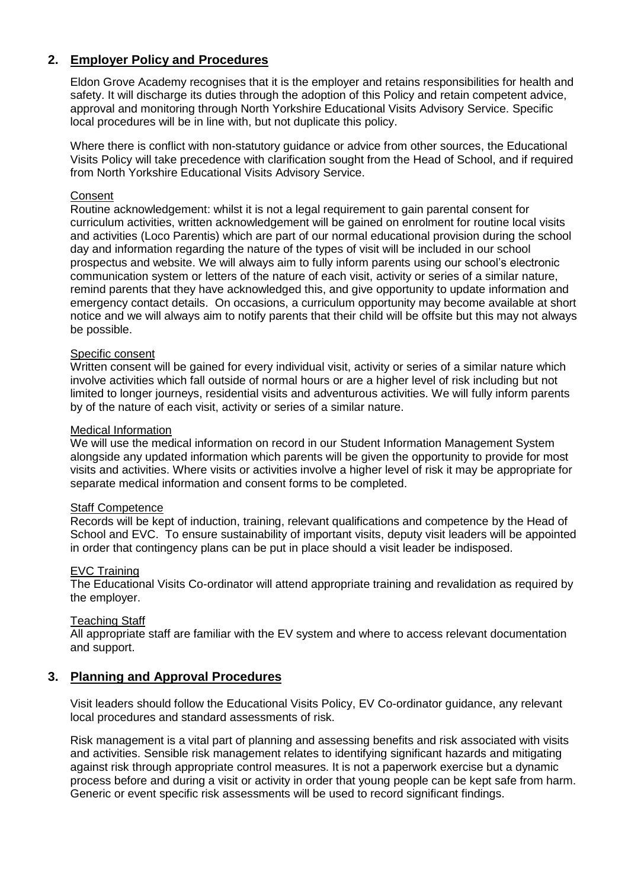## 2. Employer Policy and Procedures

Eldon Grove Academy recognises that it is the employer and retains responsibilities for health and safety. It will discharge its duties through the adoption of this Policy and retain competent advice, approval and monitoring through North Yorkshire Educational Visits Advisory Service. Specific local procedures will be in line with, but not duplicate this policy.

Where there is conflict with non-statutory guidance or advice from other sources, the Educational Visits Policy will take precedence with clarification sought from the Head of School, and if required from North Yorkshire Educational Visits Advisory Service.

Consent

Routine acknowledgement: whilst it is not a legal requirement to gain parental consent for curriculum activities, written acknowledgement will be gained on enrolment for routine local visits and activities (Loco Parentis) which are part of our normal educational provision during the school day and information regarding the nature of the types of visit will be included in our school prospectus and website. We will always aim to fully inform parents using our school's electronic communication system or letters of the nature of each visit, activity or series of a similar nature, remind parents that they have acknowledged this, and give opportunity to update information and emergency contact details. On occasions, a curriculum opportunity may become available at short notice and we will always aim to notify parents that their child will be offsite but this may not always be possible.

Specific consent

Written consent will be gained for every individual visit, activity or series of a similar nature which involve activities which fall outside of normal hours or are a higher level of risk including but not limited to longer journeys, residential visits and adventurous activities. We will fully inform parents by of the nature of each visit, activity or series of a similar nature.

Medical Information

We will use the medical information on record in our Student Information Management System alongside any updated information which parents will be given the opportunity to provide for most visits and activities. Where visits or activities involve a higher level of risk it may be appropriate for separate medical information and consent forms to be completed.

Staff Competence

Records will be kept of induction, training, relevant qualifications and competence by the Head of School and EVC. To ensure sustainability of important visits, deputy visit leaders will be appointed in order that contingency plans can be put in place should a visit leader be indisposed.

EVC Training

The Educational Visits Co-ordinator will attend appropriate training and revalidation as required by the employer.

Teaching Staff

All appropriate staff are familiar with the EV system and where to access relevant documentation and support.

## 3. Planning and Approval Procedures

Visit leaders should follow the Educational Visits Policy, EV Co-ordinator guidance, any relevant local procedures and standard assessments of risk.

Risk management is a vital part of planning and assessing benefits and risk associated with visits and activities. Sensible risk management relates to identifying significant hazards and mitigating against risk through appropriate control measures. It is not a paperwork exercise but a dynamic process before and during a visit or activity in order that young people can be kept safe from harm. Generic or event specific risk assessments will be used to record significant findings.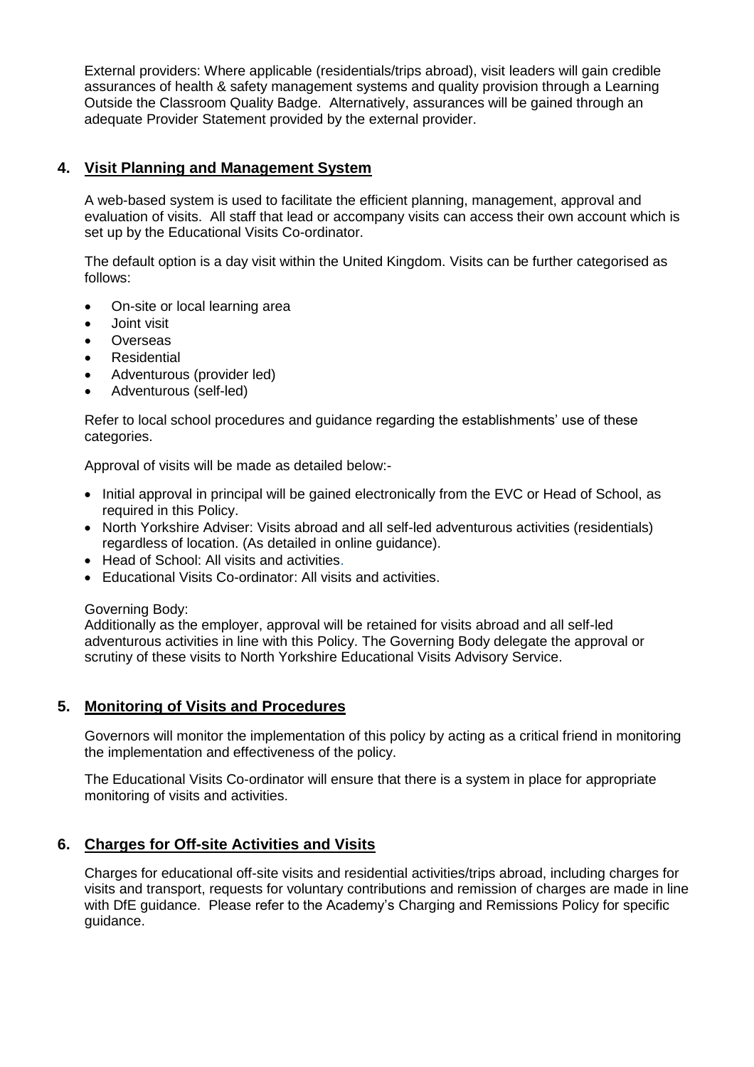External providers: Where applicable (residentials/trips abroad), visit leaders will gain credible assurances of health & safety management systems and quality provision through a Learning Outside the Classroom Quality Badge. Alternatively, assurances will be gained through an adequate Provider Statement provided by the external provider.

## 4. Visit Planning and Management System

A web-based system is used to facilitate the efficient planning, management, approval and evaluation of visits. All staff that lead or accompany visits can access their own account which is set up by the Educational Visits Co-ordinator.

The default option is a day visit within the United Kingdom. Visits can be further categorised as follows:

- On-site or local learning area
- Joint visit
- Overseas
- Residential
- Adventurous (provider led)
- Adventurous (self-led)

Refer to local school procedures and guidance regarding the establishments' use of these categories.

Approval of visits will be made as detailed below:-

- Initial approval in principal will be gained electronically from the EVC or Head of School, as required in this Policy.
- North Yorkshire Adviser: Visits abroad and all self-led adventurous activities (residentials) regardless of location. (As detailed in online guidance).
- Head of School: All visits and activities.
- Educational Visits Co-ordinator: All visits and activities.

Governing Body:
Additionally as the employer, approval will be retained for visits abroad and all self-led adventurous activities in line with this Policy. The Governing Body delegate the approval or scrutiny of these visits to North Yorkshire Educational Visits Advisory Service.

## 5. Monitoring of Visits and Procedures

Governors will monitor the implementation of this policy by acting as a critical friend in monitoring the implementation and effectiveness of the policy.

The Educational Visits Co-ordinator will ensure that there is a system in place for appropriate monitoring of visits and activities.

## 6. Charges for Off-site Activities and Visits

Charges for educational off-site visits and residential activities/trips abroad, including charges for visits and transport, requests for voluntary contributions and remission of charges are made in line with DfE guidance. Please refer to the Academy's Charging and Remissions Policy for specific guidance.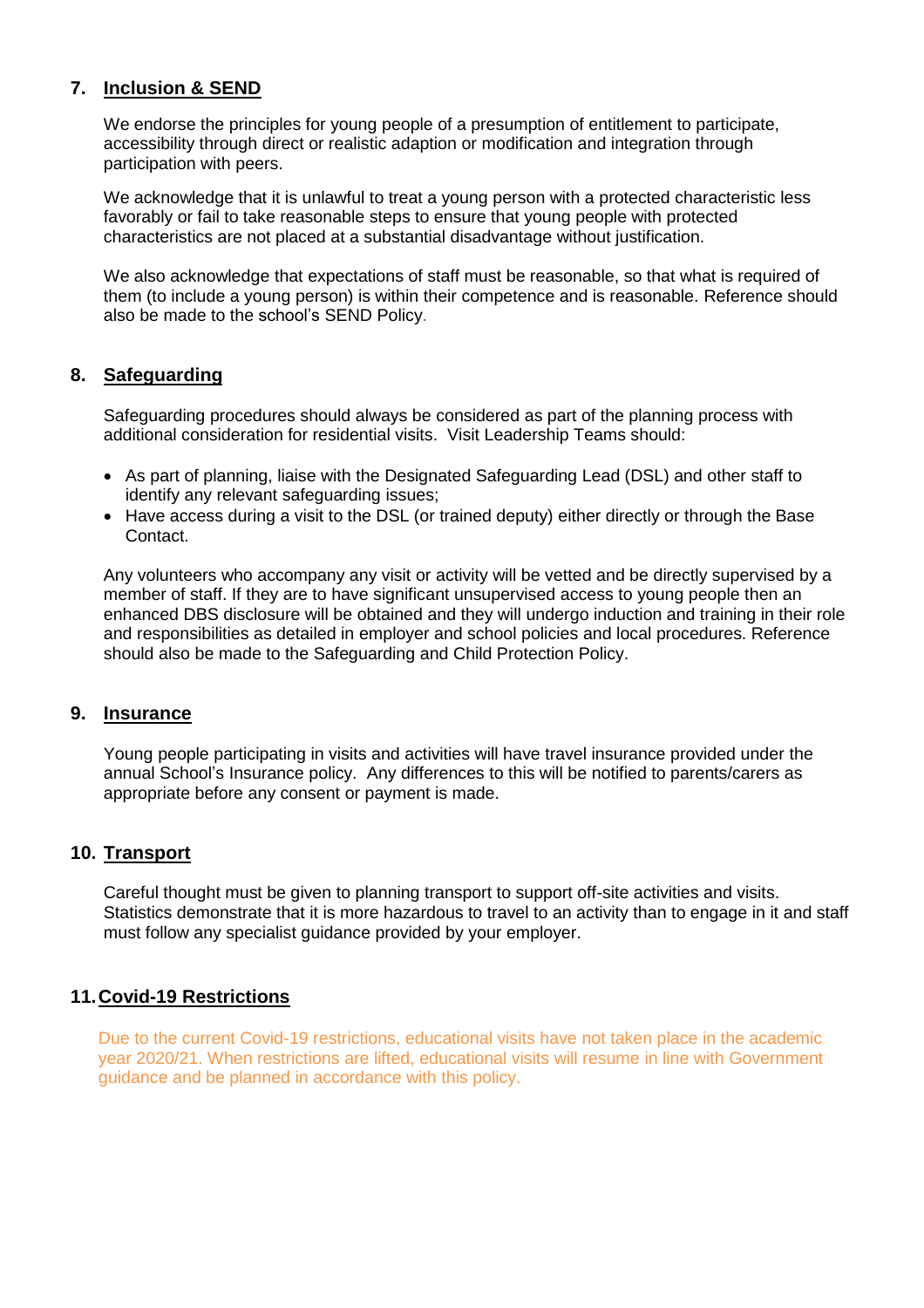## 7. Inclusion & SEND

We endorse the principles for young people of a presumption of entitlement to participate, accessibility through direct or realistic adaption or modification and integration through participation with peers.

We acknowledge that it is unlawful to treat a young person with a protected characteristic less favorably or fail to take reasonable steps to ensure that young people with protected characteristics are not placed at a substantial disadvantage without justification.

We also acknowledge that expectations of staff must be reasonable, so that what is required of them (to include a young person) is within their competence and is reasonable. Reference should also be made to the school's SEND Policy.

## 8. Safeguarding

Safeguarding procedures should always be considered as part of the planning process with additional consideration for residential visits. Visit Leadership Teams should:

- As part of planning, liaise with the Designated Safeguarding Lead (DSL) and other staff to identify any relevant safeguarding issues;
- Have access during a visit to the DSL (or trained deputy) either directly or through the Base Contact.

Any volunteers who accompany any visit or activity will be vetted and be directly supervised by a member of staff. If they are to have significant unsupervised access to young people then an enhanced DBS disclosure will be obtained and they will undergo induction and training in their role and responsibilities as detailed in employer and school policies and local procedures. Reference should also be made to the Safeguarding and Child Protection Policy.

## 9. Insurance

Young people participating in visits and activities will have travel insurance provided under the annual School's Insurance policy. Any differences to this will be notified to parents/carers as appropriate before any consent or payment is made.

## 10. Transport

Careful thought must be given to planning transport to support off-site activities and visits. Statistics demonstrate that it is more hazardous to travel to an activity than to engage in it and staff must follow any specialist guidance provided by your employer.

## 11. Covid-19 Restrictions

Due to the current Covid-19 restrictions, educational visits have not taken place in the academic year 2020/21. When restrictions are lifted, educational visits will resume in line with Government guidance and be planned in accordance with this policy.